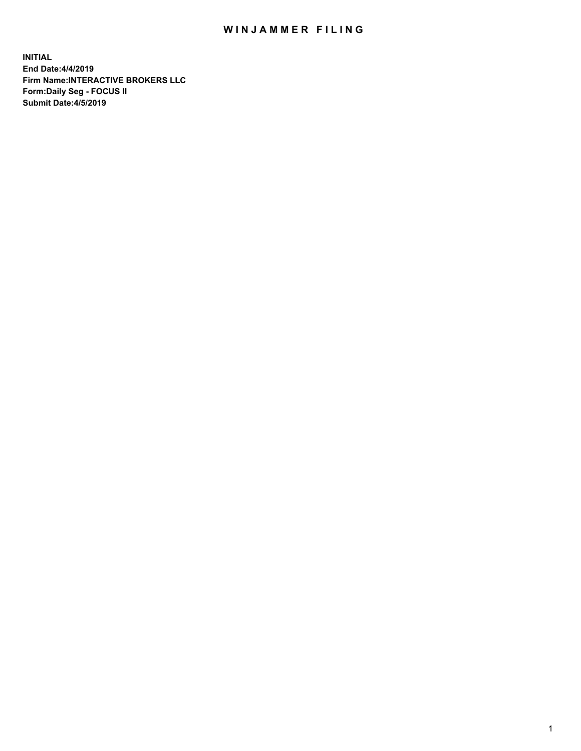# WINJAMMER FILING

**INITIAL**
**End Date:4/4/2019**
**Firm Name:INTERACTIVE BROKERS LLC**
**Form:Daily Seg - FOCUS II**
**Submit Date:4/5/2019**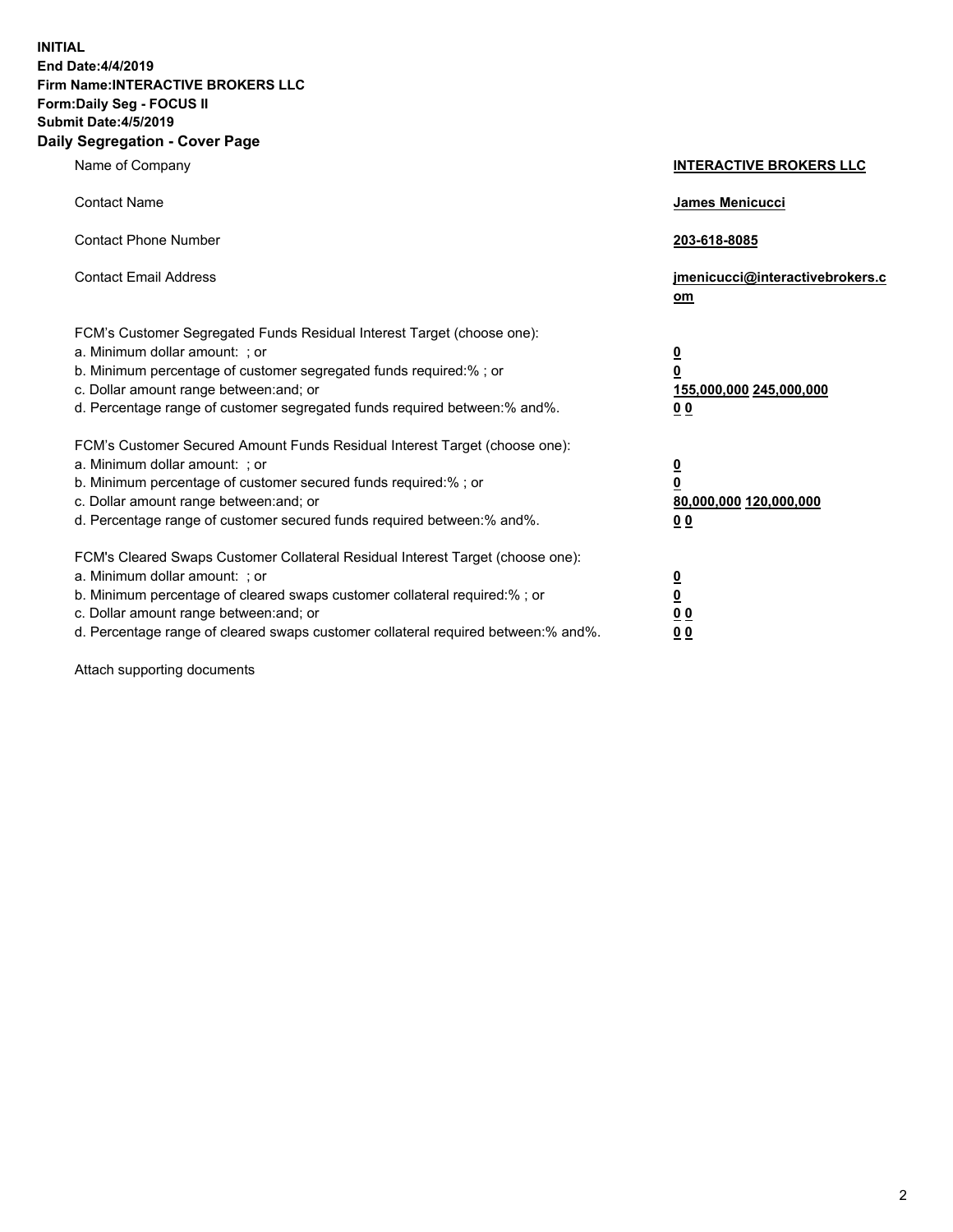**INITIAL**
**End Date:4/4/2019**
**Firm Name:INTERACTIVE BROKERS LLC**
**Form:Daily Seg - FOCUS II**
**Submit Date:4/5/2019**
**Daily Segregation - Cover Page**

| | |
|---|---|
| Name of Company | **INTERACTIVE BROKERS LLC** |
| Contact Name | **James Menicucci** |
| Contact Phone Number | **203-618-8085** |
| Contact Email Address | **jmenicucci@interactivebrokers.com** |

FCM's Customer Segregated Funds Residual Interest Target (choose one):

| | |
|---|---|
| a. Minimum dollar amount: ; or | **0** |
| b. Minimum percentage of customer segregated funds required:% ; or | **0** |
| c. Dollar amount range between:and; or | **155,000,000 245,000,000** |
| d. Percentage range of customer segregated funds required between:% and%. | **0 0** |

FCM's Customer Secured Amount Funds Residual Interest Target (choose one):

| | |
|---|---|
| a. Minimum dollar amount: ; or | **0** |
| b. Minimum percentage of customer secured funds required:% ; or | **0** |
| c. Dollar amount range between:and; or | **80,000,000 120,000,000** |
| d. Percentage range of customer secured funds required between:% and%. | **0 0** |

FCM's Cleared Swaps Customer Collateral Residual Interest Target (choose one):

| | |
|---|---|
| a. Minimum dollar amount: ; or | **0** |
| b. Minimum percentage of cleared swaps customer collateral required:% ; or | **0** |
| c. Dollar amount range between:and; or | **0 0** |
| d. Percentage range of cleared swaps customer collateral required between:% and%. | **0 0** |

Attach supporting documents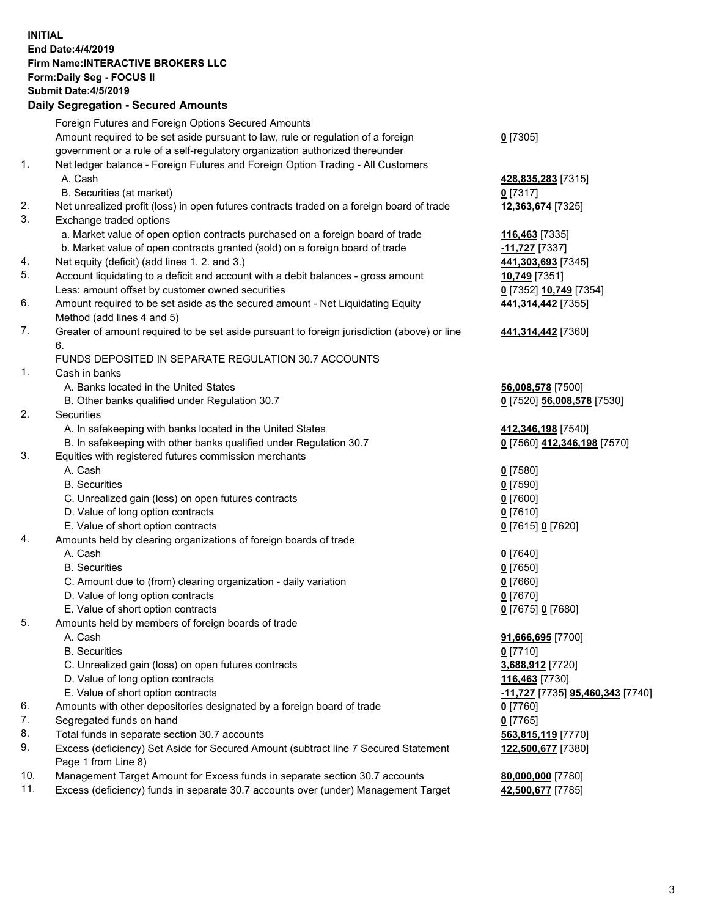**INITIAL**
**End Date:4/4/2019**
**Firm Name:INTERACTIVE BROKERS LLC**
**Form:Daily Seg - FOCUS II**
**Submit Date:4/5/2019**

## Daily Segregation - Secured Amounts

| | | |
|---|---|---|
| | Foreign Futures and Foreign Options Secured Amounts | |
| | Amount required to be set aside pursuant to law, rule or regulation of a foreign government or a rule of a self-regulatory organization authorized thereunder | **0** [7305] |
| 1. | Net ledger balance - Foreign Futures and Foreign Option Trading - All Customers | |
| | A. Cash | **428,835,283** [7315] |
| | B. Securities (at market) | **0** [7317] |
| 2. | Net unrealized profit (loss) in open futures contracts traded on a foreign board of trade | **12,363,674** [7325] |
| 3. | Exchange traded options | |
| | a. Market value of open option contracts purchased on a foreign board of trade | **116,463** [7335] |
| | b. Market value of open contracts granted (sold) on a foreign board of trade | **-11,727** [7337] |
| 4. | Net equity (deficit) (add lines 1. 2. and 3.) | **441,303,693** [7345] |
| 5. | Account liquidating to a deficit and account with a debit balances - gross amount | **10,749** [7351] |
| | Less: amount offset by customer owned securities | **0** [7352] **10,749** [7354] |
| 6. | Amount required to be set aside as the secured amount - Net Liquidating Equity Method (add lines 4 and 5) | **441,314,442** [7355] |
| 7. | Greater of amount required to be set aside pursuant to foreign jurisdiction (above) or line 6. | **441,314,442** [7360] |
| | FUNDS DEPOSITED IN SEPARATE REGULATION 30.7 ACCOUNTS | |
| 1. | Cash in banks | |
| | A. Banks located in the United States | **56,008,578** [7500] |
| | B. Other banks qualified under Regulation 30.7 | **0** [7520] **56,008,578** [7530] |
| 2. | Securities | |
| | A. In safekeeping with banks located in the United States | **412,346,198** [7540] |
| | B. In safekeeping with other banks qualified under Regulation 30.7 | **0** [7560] **412,346,198** [7570] |
| 3. | Equities with registered futures commission merchants | |
| | A. Cash | **0** [7580] |
| | B. Securities | **0** [7590] |
| | C. Unrealized gain (loss) on open futures contracts | **0** [7600] |
| | D. Value of long option contracts | **0** [7610] |
| | E. Value of short option contracts | **0** [7615] **0** [7620] |
| 4. | Amounts held by clearing organizations of foreign boards of trade | |
| | A. Cash | **0** [7640] |
| | B. Securities | **0** [7650] |
| | C. Amount due to (from) clearing organization - daily variation | **0** [7660] |
| | D. Value of long option contracts | **0** [7670] |
| | E. Value of short option contracts | **0** [7675] **0** [7680] |
| 5. | Amounts held by members of foreign boards of trade | |
| | A. Cash | **91,666,695** [7700] |
| | B. Securities | **0** [7710] |
| | C. Unrealized gain (loss) on open futures contracts | **3,688,912** [7720] |
| | D. Value of long option contracts | **116,463** [7730] |
| | E. Value of short option contracts | **-11,727** [7735] **95,460,343** [7740] |
| 6. | Amounts with other depositories designated by a foreign board of trade | **0** [7760] |
| 7. | Segregated funds on hand | **0** [7765] |
| 8. | Total funds in separate section 30.7 accounts | **563,815,119** [7770] |
| 9. | Excess (deficiency) Set Aside for Secured Amount (subtract line 7 Secured Statement Page 1 from Line 8) | **122,500,677** [7380] |
| 10. | Management Target Amount for Excess funds in separate section 30.7 accounts | **80,000,000** [7780] |
| 11. | Excess (deficiency) funds in separate 30.7 accounts over (under) Management Target | **42,500,677** [7785] |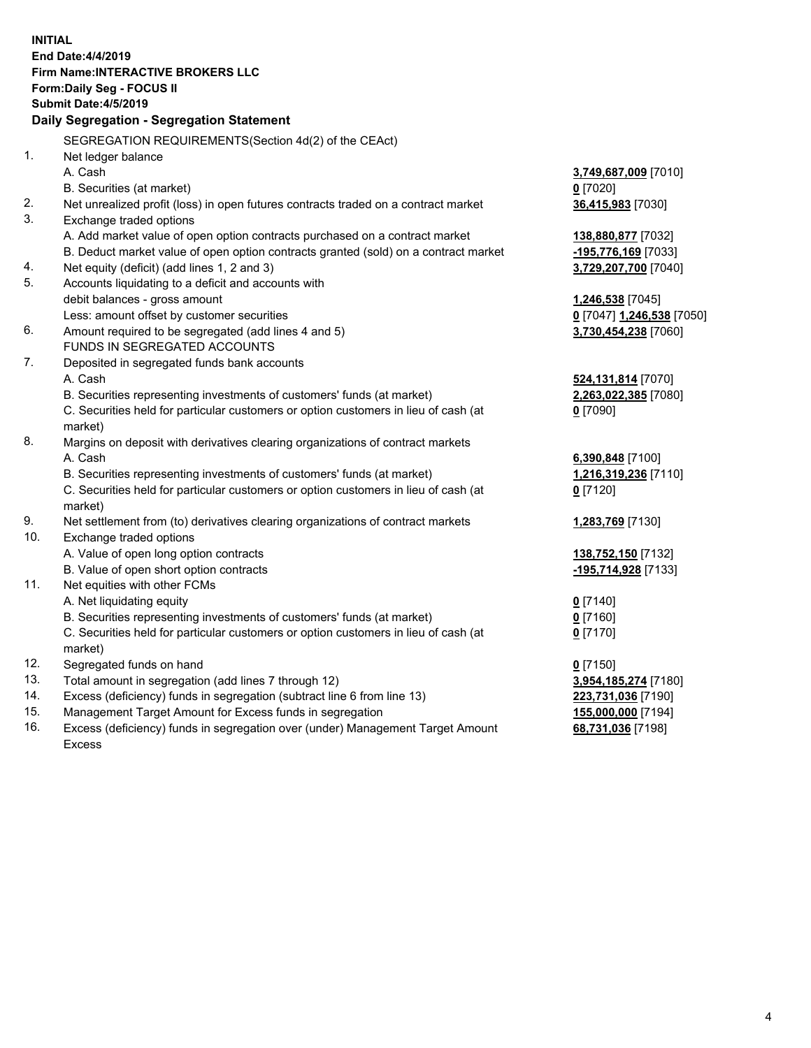**INITIAL**
**End Date:4/4/2019**
**Firm Name:INTERACTIVE BROKERS LLC**
**Form:Daily Seg - FOCUS II**
**Submit Date:4/5/2019**

## Daily Segregation - Segregation Statement

| | | |
|---|---|---|
| | SEGREGATION REQUIREMENTS(Section 4d(2) of the CEAct) | |
| 1. | Net ledger balance | |
| | A. Cash | **3,749,687,009** [7010] |
| | B. Securities (at market) | **0** [7020] |
| 2. | Net unrealized profit (loss) in open futures contracts traded on a contract market | **36,415,983** [7030] |
| 3. | Exchange traded options | |
| | A. Add market value of open option contracts purchased on a contract market | **138,880,877** [7032] |
| | B. Deduct market value of open option contracts granted (sold) on a contract market | **-195,776,169** [7033] |
| 4. | Net equity (deficit) (add lines 1, 2 and 3) | **3,729,207,700** [7040] |
| 5. | Accounts liquidating to a deficit and accounts with | |
| | debit balances - gross amount | **1,246,538** [7045] |
| | Less: amount offset by customer securities | **0** [7047] **1,246,538** [7050] |
| 6. | Amount required to be segregated (add lines 4 and 5) | **3,730,454,238** [7060] |
| | FUNDS IN SEGREGATED ACCOUNTS | |
| 7. | Deposited in segregated funds bank accounts | |
| | A. Cash | **524,131,814** [7070] |
| | B. Securities representing investments of customers' funds (at market) | **2,263,022,385** [7080] |
| | C. Securities held for particular customers or option customers in lieu of cash (at market) | **0** [7090] |
| 8. | Margins on deposit with derivatives clearing organizations of contract markets | |
| | A. Cash | **6,390,848** [7100] |
| | B. Securities representing investments of customers' funds (at market) | **1,216,319,236** [7110] |
| | C. Securities held for particular customers or option customers in lieu of cash (at market) | **0** [7120] |
| 9. | Net settlement from (to) derivatives clearing organizations of contract markets | **1,283,769** [7130] |
| 10. | Exchange traded options | |
| | A. Value of open long option contracts | **138,752,150** [7132] |
| | B. Value of open short option contracts | **-195,714,928** [7133] |
| 11. | Net equities with other FCMs | |
| | A. Net liquidating equity | **0** [7140] |
| | B. Securities representing investments of customers' funds (at market) | **0** [7160] |
| | C. Securities held for particular customers or option customers in lieu of cash (at market) | **0** [7170] |
| 12. | Segregated funds on hand | **0** [7150] |
| 13. | Total amount in segregation (add lines 7 through 12) | **3,954,185,274** [7180] |
| 14. | Excess (deficiency) funds in segregation (subtract line 6 from line 13) | **223,731,036** [7190] |
| 15. | Management Target Amount for Excess funds in segregation | **155,000,000** [7194] |
| 16. | Excess (deficiency) funds in segregation over (under) Management Target Amount Excess | **68,731,036** [7198] |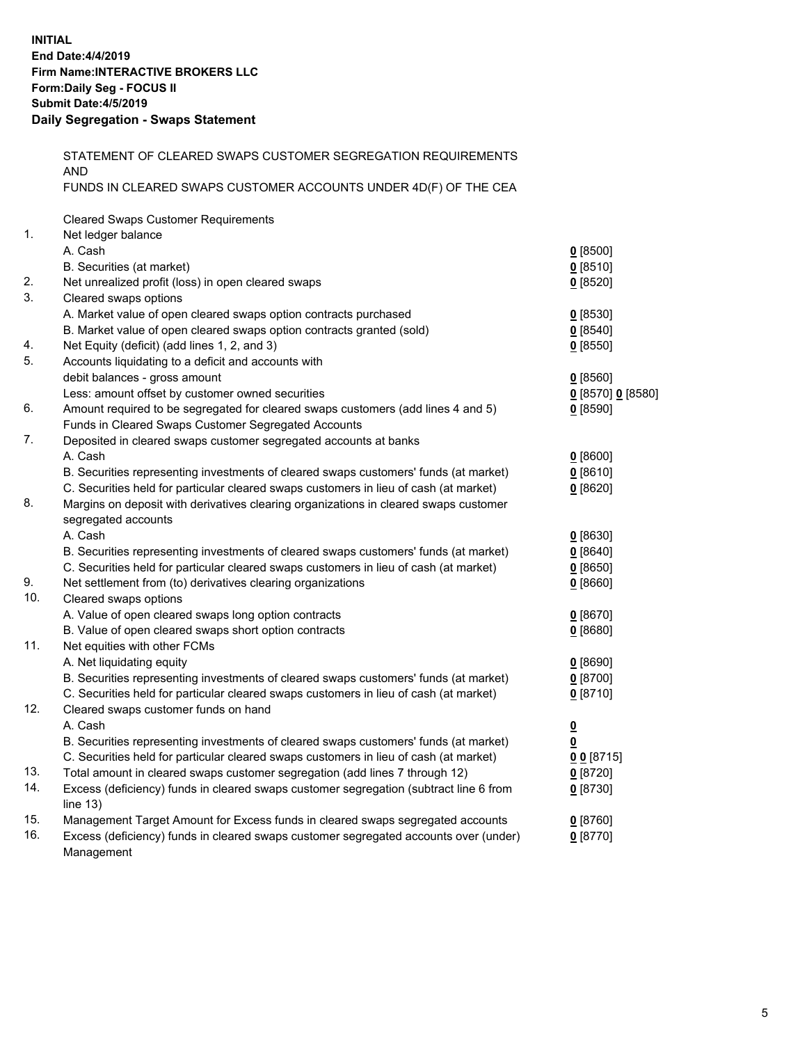**INITIAL**
**End Date:4/4/2019**
**Firm Name:INTERACTIVE BROKERS LLC**
**Form:Daily Seg - FOCUS II**
**Submit Date:4/5/2019**
**Daily Segregation - Swaps Statement**

STATEMENT OF CLEARED SWAPS CUSTOMER SEGREGATION REQUIREMENTS AND FUNDS IN CLEARED SWAPS CUSTOMER ACCOUNTS UNDER 4D(F) OF THE CEA

| | | |
|---|---|---|
| | Cleared Swaps Customer Requirements | |
| 1. | Net ledger balance | |
| | A. Cash | 0 [8500] |
| | B. Securities (at market) | 0 [8510] |
| 2. | Net unrealized profit (loss) in open cleared swaps | 0 [8520] |
| 3. | Cleared swaps options | |
| | A. Market value of open cleared swaps option contracts purchased | 0 [8530] |
| | B. Market value of open cleared swaps option contracts granted (sold) | 0 [8540] |
| 4. | Net Equity (deficit) (add lines 1, 2, and 3) | 0 [8550] |
| 5. | Accounts liquidating to a deficit and accounts with | |
| | debit balances - gross amount | 0 [8560] |
| | Less: amount offset by customer owned securities | 0 [8570] 0 [8580] |
| 6. | Amount required to be segregated for cleared swaps customers (add lines 4 and 5) | 0 [8590] |
| | Funds in Cleared Swaps Customer Segregated Accounts | |
| 7. | Deposited in cleared swaps customer segregated accounts at banks | |
| | A. Cash | 0 [8600] |
| | B. Securities representing investments of cleared swaps customers' funds (at market) | 0 [8610] |
| | C. Securities held for particular cleared swaps customers in lieu of cash (at market) | 0 [8620] |
| 8. | Margins on deposit with derivatives clearing organizations in cleared swaps customer segregated accounts | |
| | A. Cash | 0 [8630] |
| | B. Securities representing investments of cleared swaps customers' funds (at market) | 0 [8640] |
| | C. Securities held for particular cleared swaps customers in lieu of cash (at market) | 0 [8650] |
| 9. | Net settlement from (to) derivatives clearing organizations | 0 [8660] |
| 10. | Cleared swaps options | |
| | A. Value of open cleared swaps long option contracts | 0 [8670] |
| | B. Value of open cleared swaps short option contracts | 0 [8680] |
| 11. | Net equities with other FCMs | |
| | A. Net liquidating equity | 0 [8690] |
| | B. Securities representing investments of cleared swaps customers' funds (at market) | 0 [8700] |
| | C. Securities held for particular cleared swaps customers in lieu of cash (at market) | 0 [8710] |
| 12. | Cleared swaps customer funds on hand | |
| | A. Cash | 0 |
| | B. Securities representing investments of cleared swaps customers' funds (at market) | 0 |
| | C. Securities held for particular cleared swaps customers in lieu of cash (at market) | 0 0 [8715] |
| 13. | Total amount in cleared swaps customer segregation (add lines 7 through 12) | 0 [8720] |
| 14. | Excess (deficiency) funds in cleared swaps customer segregation (subtract line 6 from line 13) | 0 [8730] |
| 15. | Management Target Amount for Excess funds in cleared swaps segregated accounts | 0 [8760] |
| 16. | Excess (deficiency) funds in cleared swaps customer segregated accounts over (under) Management | 0 [8770] |